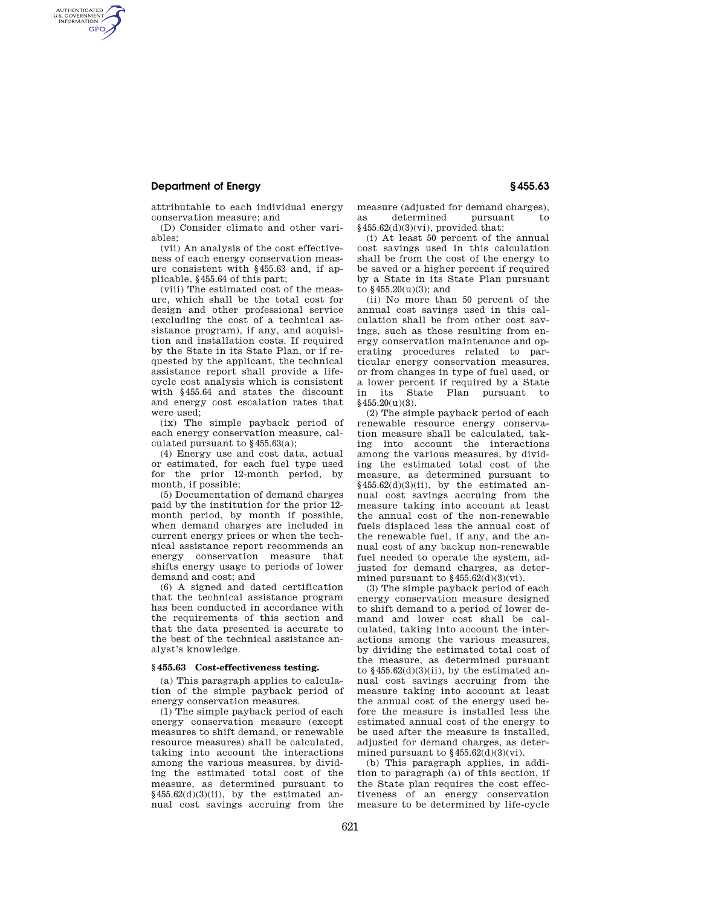attributable to each individual energy conservation measure; and

(D) Consider climate and other variables;

(vii) An analysis of the cost effectiveness of each energy conservation measure consistent with §455.63 and, if applicable, §455.64 of this part;

(viii) The estimated cost of the measure, which shall be the total cost for design and other professional service (excluding the cost of a technical assistance program), if any, and acquisition and installation costs. If required by the State in its State Plan, or if requested by the applicant, the technical assistance report shall provide a life-cycle cost analysis which is consistent with §455.64 and states the discount and energy cost escalation rates that were used;

(ix) The simple payback period of each energy conservation measure, calculated pursuant to §455.63(a);

(4) Energy use and cost data, actual or estimated, for each fuel type used for the prior 12-month period, by month, if possible;

(5) Documentation of demand charges paid by the institution for the prior 12-month period, by month if possible, when demand charges are included in current energy prices or when the technical assistance report recommends an energy conservation measure that shifts energy usage to periods of lower demand and cost; and

(6) A signed and dated certification that the technical assistance program has been conducted in accordance with the requirements of this section and that the data presented is accurate to the best of the technical assistance analyst's knowledge.

### §455.63 Cost-effectiveness testing.

(a) This paragraph applies to calculation of the simple payback period of energy conservation measures.

(1) The simple payback period of each energy conservation measure (except measures to shift demand, or renewable resource measures) shall be calculated, taking into account the interactions among the various measures, by dividing the estimated total cost of the measure, as determined pursuant to §455.62(d)(3)(ii), by the estimated annual cost savings accruing from the measure (adjusted for demand charges), as determined pursuant to §455.62(d)(3)(vi), provided that:

(i) At least 50 percent of the annual cost savings used in this calculation shall be from the cost of the energy to be saved or a higher percent if required by a State in its State Plan pursuant to §455.20(u)(3); and

(ii) No more than 50 percent of the annual cost savings used in this calculation shall be from other cost savings, such as those resulting from energy conservation maintenance and operating procedures related to particular energy conservation measures, or from changes in type of fuel used, or a lower percent if required by a State in its State Plan pursuant to §455.20(u)(3).

(2) The simple payback period of each renewable resource energy conservation measure shall be calculated, taking into account the interactions among the various measures, by dividing the estimated total cost of the measure, as determined pursuant to §455.62(d)(3)(ii), by the estimated annual cost savings accruing from the measure taking into account at least the annual cost of the non-renewable fuels displaced less the annual cost of the renewable fuel, if any, and the annual cost of any backup non-renewable fuel needed to operate the system, adjusted for demand charges, as determined pursuant to §455.62(d)(3)(vi).

(3) The simple payback period of each energy conservation measure designed to shift demand to a period of lower demand and lower cost shall be calculated, taking into account the interactions among the various measures, by dividing the estimated total cost of the measure, as determined pursuant to §455.62(d)(3)(ii), by the estimated annual cost savings accruing from the measure taking into account at least the annual cost of the energy used before the measure is installed less the estimated annual cost of the energy to be used after the measure is installed, adjusted for demand charges, as determined pursuant to §455.62(d)(3)(vi).

(b) This paragraph applies, in addition to paragraph (a) of this section, if the State plan requires the cost effectiveness of an energy conservation measure to be determined by life-cycle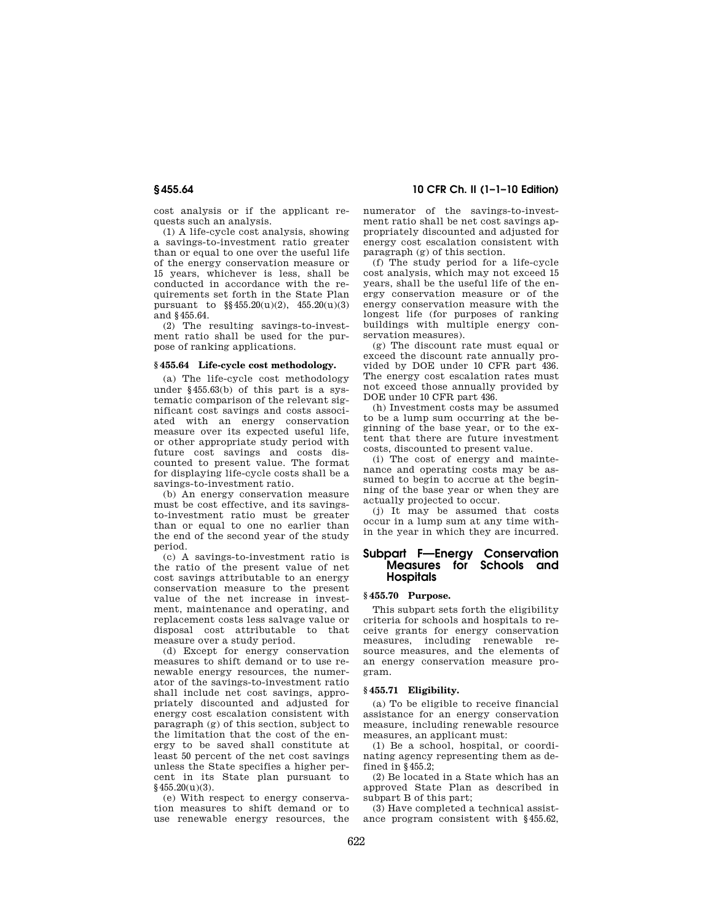cost analysis or if the applicant requests such an analysis.

(1) A life-cycle cost analysis, showing a savings-to-investment ratio greater than or equal to one over the useful life of the energy conservation measure or 15 years, whichever is less, shall be conducted in accordance with the requirements set forth in the State Plan pursuant to §§455.20(u)(2), 455.20(u)(3) and §455.64.

(2) The resulting savings-to-investment ratio shall be used for the purpose of ranking applications.

#### §455.64 Life-cycle cost methodology.

(a) The life-cycle cost methodology under §455.63(b) of this part is a systematic comparison of the relevant significant cost savings and costs associated with an energy conservation measure over its expected useful life, or other appropriate study period with future cost savings and costs discounted to present value. The format for displaying life-cycle costs shall be a savings-to-investment ratio.

(b) An energy conservation measure must be cost effective, and its savings-to-investment ratio must be greater than or equal to one no earlier than the end of the second year of the study period.

(c) A savings-to-investment ratio is the ratio of the present value of net cost savings attributable to an energy conservation measure to the present value of the net increase in investment, maintenance and operating, and replacement costs less salvage value or disposal cost attributable to that measure over a study period.

(d) Except for energy conservation measures to shift demand or to use renewable energy resources, the numerator of the savings-to-investment ratio shall include net cost savings, appropriately discounted and adjusted for energy cost escalation consistent with paragraph (g) of this section, subject to the limitation that the cost of the energy to be saved shall constitute at least 50 percent of the net cost savings unless the State specifies a higher percent in its State plan pursuant to §455.20(u)(3).

(e) With respect to energy conservation measures to shift demand or to use renewable energy resources, the numerator of the savings-to-investment ratio shall be net cost savings appropriately discounted and adjusted for energy cost escalation consistent with paragraph (g) of this section.

(f) The study period for a life-cycle cost analysis, which may not exceed 15 years, shall be the useful life of the energy conservation measure or of the energy conservation measure with the longest life (for purposes of ranking buildings with multiple energy conservation measures).

(g) The discount rate must equal or exceed the discount rate annually provided by DOE under 10 CFR part 436. The energy cost escalation rates must not exceed those annually provided by DOE under 10 CFR part 436.

(h) Investment costs may be assumed to be a lump sum occurring at the beginning of the base year, or to the extent that there are future investment costs, discounted to present value.

(i) The cost of energy and maintenance and operating costs may be assumed to begin to accrue at the beginning of the base year or when they are actually projected to occur.

(j) It may be assumed that costs occur in a lump sum at any time within the year in which they are incurred.

## Subpart F—Energy Conservation Measures for Schools and Hospitals

#### §455.70 Purpose.

This subpart sets forth the eligibility criteria for schools and hospitals to receive grants for energy conservation measures, including renewable resource measures, and the elements of an energy conservation measure program.

#### §455.71 Eligibility.

(a) To be eligible to receive financial assistance for an energy conservation measure, including renewable resource measures, an applicant must:

(1) Be a school, hospital, or coordinating agency representing them as defined in §455.2;

(2) Be located in a State which has an approved State Plan as described in subpart B of this part;

(3) Have completed a technical assistance program consistent with §455.62,